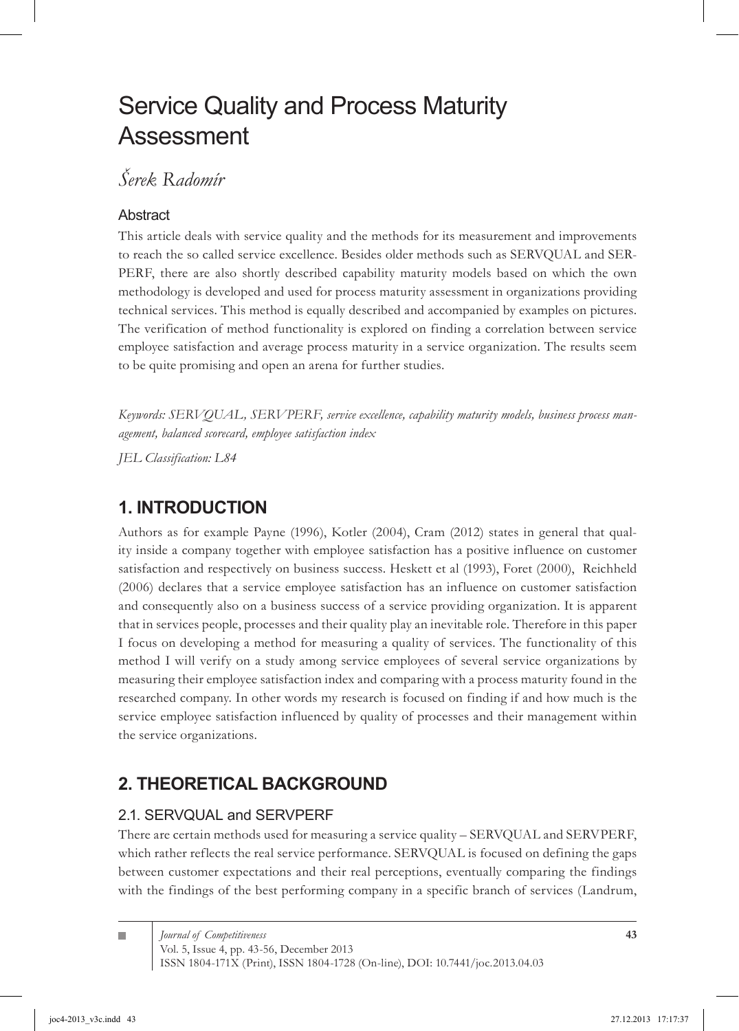# Service Quality and Process Maturity Assessment

*Šerek Radomír*

### Abstract

This article deals with service quality and the methods for its measurement and improvements to reach the so called service excellence. Besides older methods such as SERVQUAL and SERPERF, there are also shortly described capability maturity models based on which the own methodology is developed and used for process maturity assessment in organizations providing technical services. This method is equally described and accompanied by examples on pictures. The verification of method functionality is explored on finding a correlation between service employee satisfaction and average process maturity in a service organization. The results seem to be quite promising and open an arena for further studies.

*Keywords: SERVQUAL, SERVPERF, service excellence, capability maturity models, business process management, balanced scorecard, employee satisfaction index*

*JEL Classification: L84*

## 1. INTRODUCTION

Authors as for example Payne (1996), Kotler (2004), Cram (2012) states in general that quality inside a company together with employee satisfaction has a positive influence on customer satisfaction and respectively on business success. Heskett et al (1993), Foret (2000), Reichheld (2006) declares that a service employee satisfaction has an influence on customer satisfaction and consequently also on a business success of a service providing organization. It is apparent that in services people, processes and their quality play an inevitable role. Therefore in this paper I focus on developing a method for measuring a quality of services. The functionality of this method I will verify on a study among service employees of several service organizations by measuring their employee satisfaction index and comparing with a process maturity found in the researched company. In other words my research is focused on finding if and how much is the service employee satisfaction influenced by quality of processes and their management within the service organizations.

## 2. THEORETICAL BACKGROUND

### 2.1. SERVQUAL and SERVPERF

There are certain methods used for measuring a service quality – SERVQUAL and SERVPERF, which rather reflects the real service performance. SERVQUAL is focused on defining the gaps between customer expectations and their real perceptions, eventually comparing the findings with the findings of the best performing company in a specific branch of services (Landrum,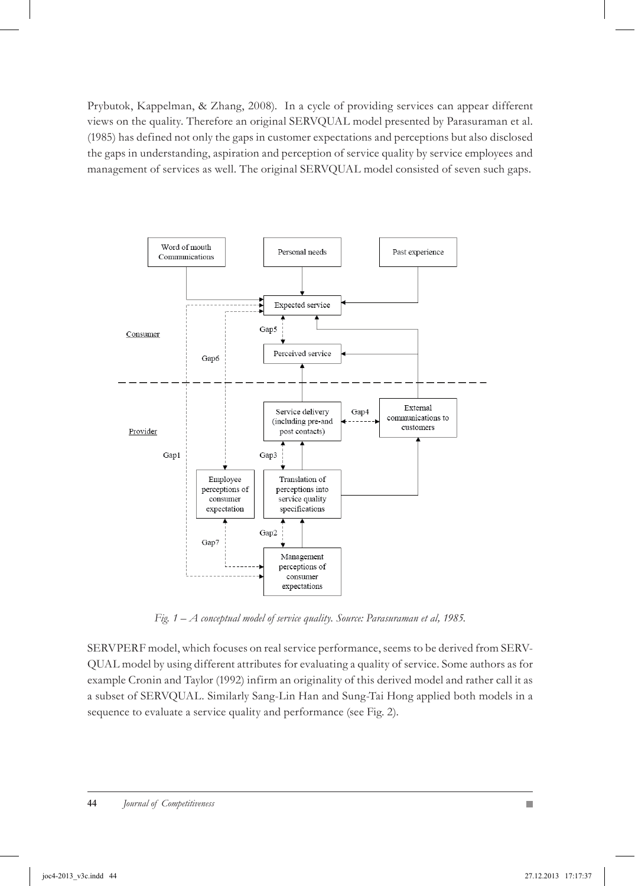Prybutok, Kappelman, & Zhang, 2008). In a cycle of providing services can appear different views on the quality. Therefore an original SERVQUAL model presented by Parasuraman et al. (1985) has defined not only the gaps in customer expectations and perceptions but also disclosed the gaps in understanding, aspiration and perception of service quality by service employees and management of services as well. The original SERVQUAL model consisted of seven such gaps.

*Fig. 1 – A conceptual model of service quality. Source: Parasuraman et al, 1985.*

SERVPERF model, which focuses on real service performance, seems to be derived from SERVQUAL model by using different attributes for evaluating a quality of service. Some authors as for example Cronin and Taylor (1992) infirm an originality of this derived model and rather call it as a subset of SERVQUAL. Similarly Sang-Lin Han and Sung-Tai Hong applied both models in a sequence to evaluate a service quality and performance (see Fig. 2).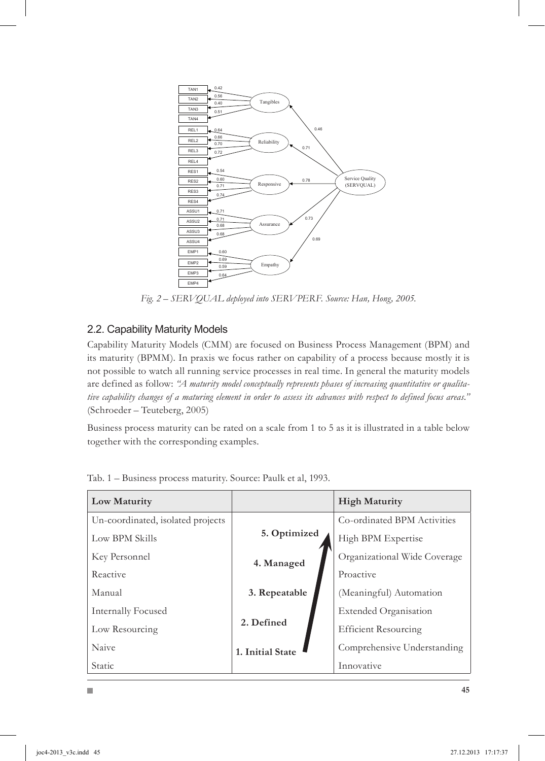*Fig. 2 – SERVQUAL deployed into SERVPERF. Source: Han, Hong, 2005.*

## 2.2. Capability Maturity Models

Capability Maturity Models (CMM) are focused on Business Process Management (BPM) and its maturity (BPMM). In praxis we focus rather on capability of a process because mostly it is not possible to watch all running service processes in real time. In general the maturity models are defined as follow: *"A maturity model conceptually represents phases of increasing quantitative or qualitative capability changes of a maturing element in order to assess its advances with respect to defined focus areas."* (Schroeder – Teuteberg, 2005)

Business process maturity can be rated on a scale from 1 to 5 as it is illustrated in a table below together with the corresponding examples.

Tab. 1 – Business process maturity. Source: Paulk et al, 1993.

| **Low Maturity** | | **High Maturity** |
|---|---|---|
| Un-coordinated, isolated projects | | Co-ordinated BPM Activities |
| Low BPM Skills | **5. Optimized** | High BPM Expertise |
| Key Personnel | **4. Managed** | Organizational Wide Coverage |
| Reactive | | Proactive |
| Manual | **3. Repeatable** | (Meaningful) Automation |
| Internally Focused | | Extended Organisation |
| Low Resourcing | **2. Defined** | Efficient Resourcing |
| Naive | **1. Initial State** | Comprehensive Understanding |
| Static | | Innovative |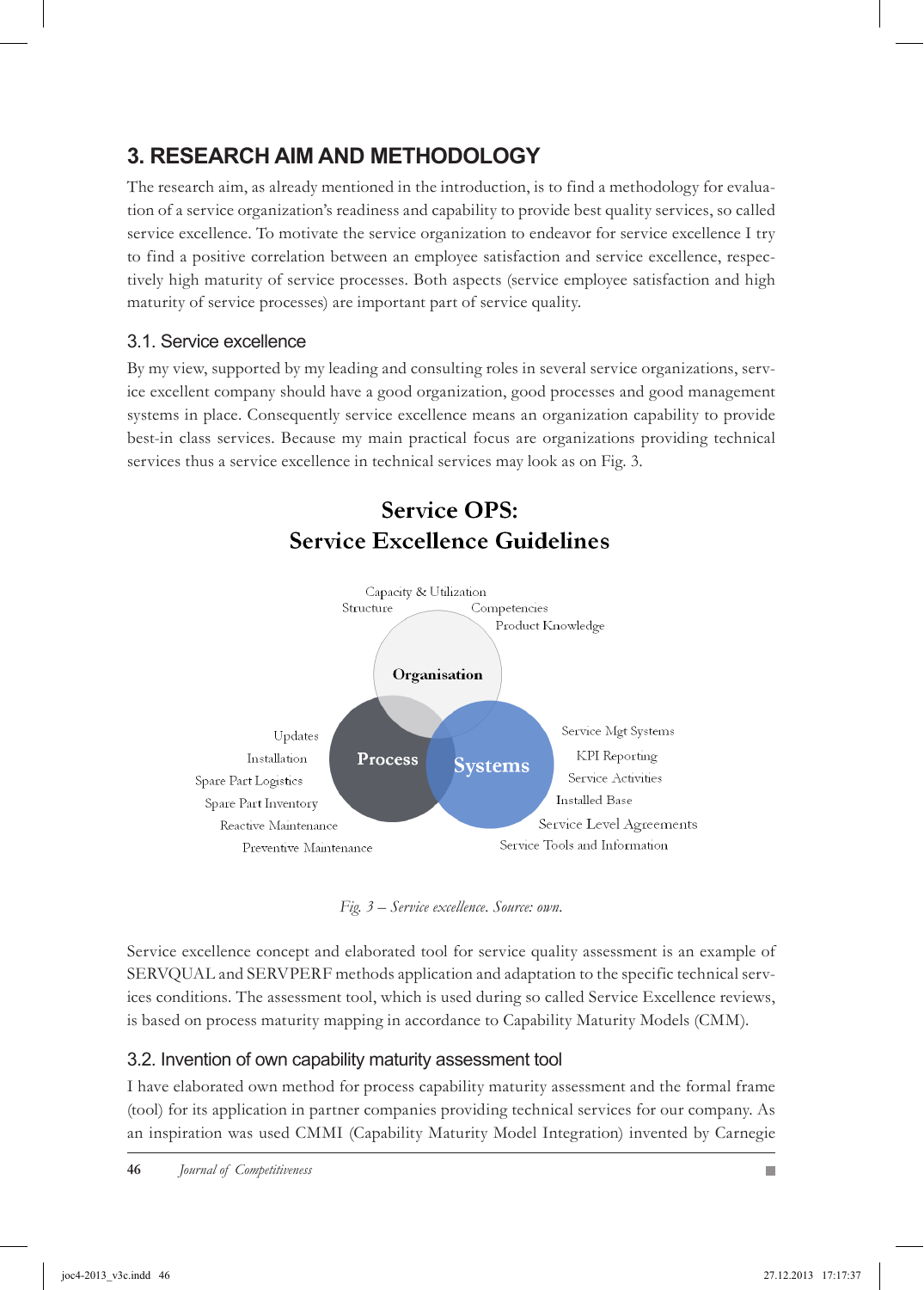## 3. RESEARCH AIM AND METHODOLOGY

The research aim, as already mentioned in the introduction, is to find a methodology for evaluation of a service organization's readiness and capability to provide best quality services, so called service excellence. To motivate the service organization to endeavor for service excellence I try to find a positive correlation between an employee satisfaction and service excellence, respectively high maturity of service processes. Both aspects (service employee satisfaction and high maturity of service processes) are important part of service quality.

### 3.1. Service excellence

By my view, supported by my leading and consulting roles in several service organizations, service excellent company should have a good organization, good processes and good management systems in place. Consequently service excellence means an organization capability to provide best-in class services. Because my main practical focus are organizations providing technical services thus a service excellence in technical services may look as on Fig. 3.

**Service OPS: Service Excellence Guidelines**

Organisation: Capacity & Utilization, Structure, Competencies, Product Knowledge

Process: Updates, Installation, Spare Part Logistics, Spare Part Inventory, Reactive Maintenance, Preventive Maintenance

Systems: Service Mgt Systems, KPI Reporting, Service Activities, Installed Base, Service Level Agreements, Service Tools and Information

*Fig. 3 – Service excellence. Source: own.*

Service excellence concept and elaborated tool for service quality assessment is an example of SERVQUAL and SERVPERF methods application and adaptation to the specific technical services conditions. The assessment tool, which is used during so called Service Excellence reviews, is based on process maturity mapping in accordance to Capability Maturity Models (CMM).

### 3.2. Invention of own capability maturity assessment tool

I have elaborated own method for process capability maturity assessment and the formal frame (tool) for its application in partner companies providing technical services for our company. As an inspiration was used CMMI (Capability Maturity Model Integration) invented by Carnegie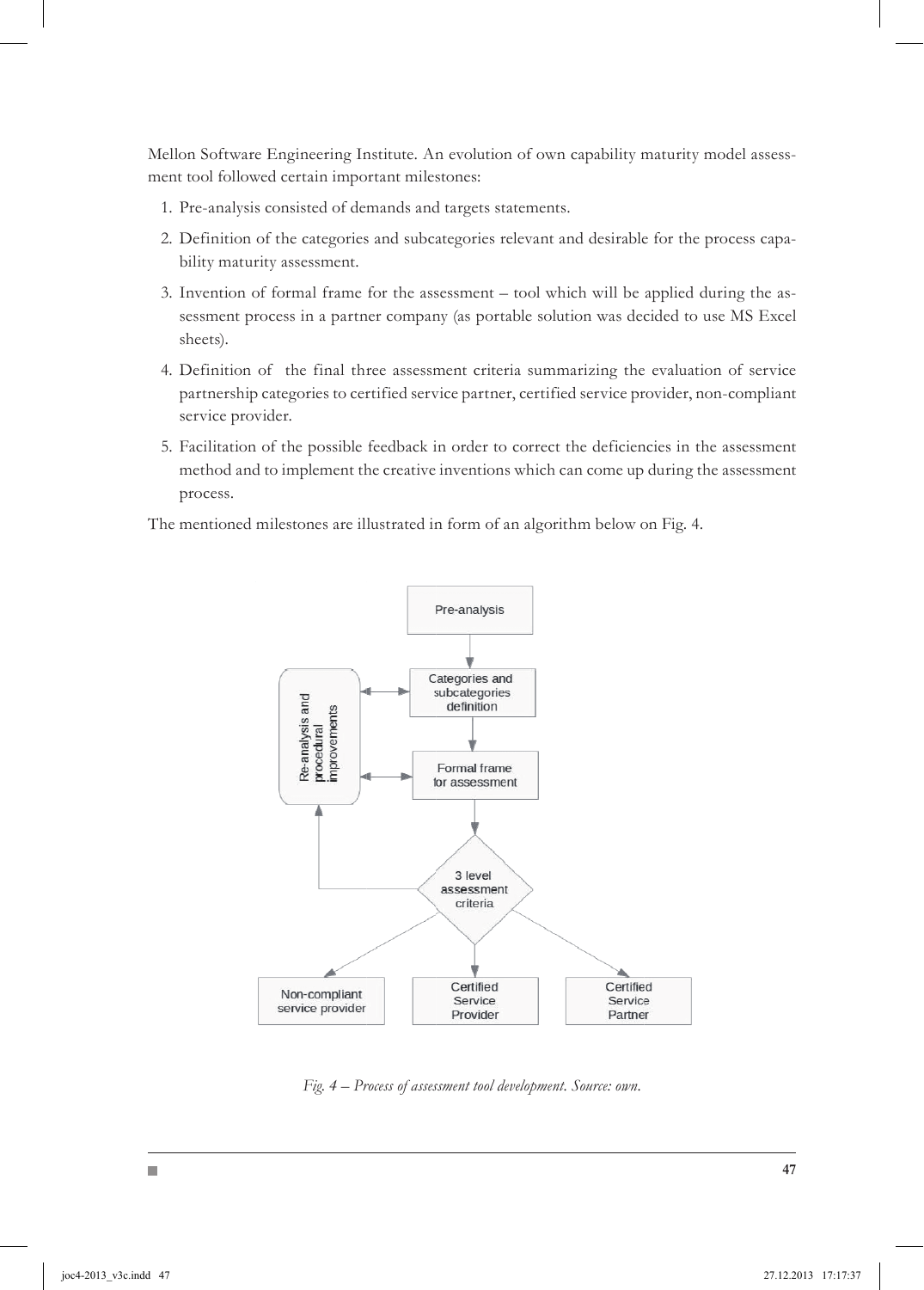Mellon Software Engineering Institute. An evolution of own capability maturity model assessment tool followed certain important milestones:

1. Pre-analysis consisted of demands and targets statements.
2. Definition of the categories and subcategories relevant and desirable for the process capability maturity assessment.
3. Invention of formal frame for the assessment – tool which will be applied during the assessment process in a partner company (as portable solution was decided to use MS Excel sheets).
4. Definition of the final three assessment criteria summarizing the evaluation of service partnership categories to certified service partner, certified service provider, non-compliant service provider.
5. Facilitation of the possible feedback in order to correct the deficiencies in the assessment method and to implement the creative inventions which can come up during the assessment process.

The mentioned milestones are illustrated in form of an algorithm below on Fig. 4.

*Fig. 4 – Process of assessment tool development. Source: own.*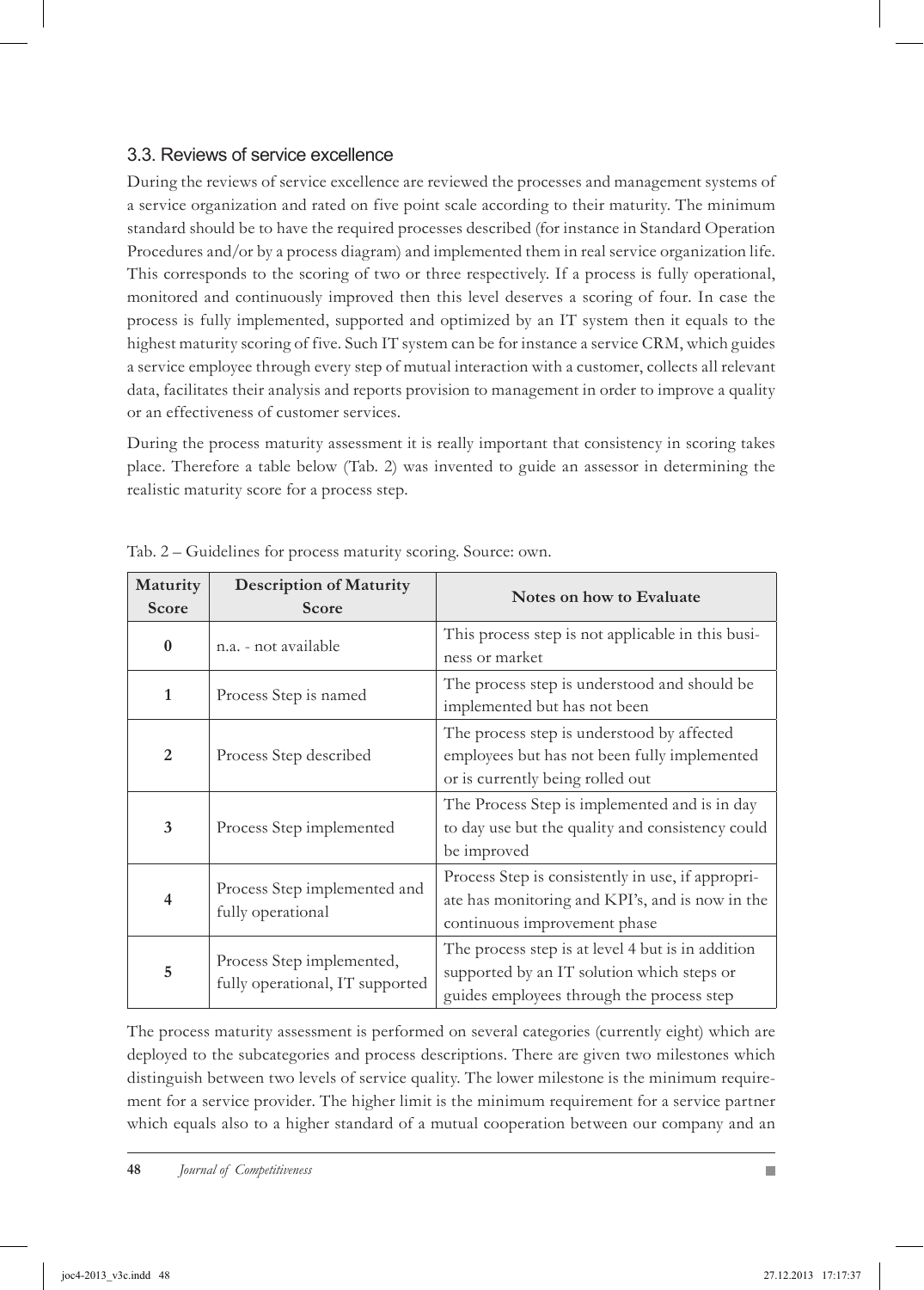### 3.3. Reviews of service excellence

During the reviews of service excellence are reviewed the processes and management systems of a service organization and rated on five point scale according to their maturity. The minimum standard should be to have the required processes described (for instance in Standard Operation Procedures and/or by a process diagram) and implemented them in real service organization life. This corresponds to the scoring of two or three respectively. If a process is fully operational, monitored and continuously improved then this level deserves a scoring of four. In case the process is fully implemented, supported and optimized by an IT system then it equals to the highest maturity scoring of five. Such IT system can be for instance a service CRM, which guides a service employee through every step of mutual interaction with a customer, collects all relevant data, facilitates their analysis and reports provision to management in order to improve a quality or an effectiveness of customer services.

During the process maturity assessment it is really important that consistency in scoring takes place. Therefore a table below (Tab. 2) was invented to guide an assessor in determining the realistic maturity score for a process step.

Tab. 2 – Guidelines for process maturity scoring. Source: own.

| Maturity Score | Description of Maturity Score | Notes on how to Evaluate |
|---|---|---|
| **0** | n.a. - not available | This process step is not applicable in this business or market |
| **1** | Process Step is named | The process step is understood and should be implemented but has not been |
| **2** | Process Step described | The process step is understood by affected employees but has not been fully implemented or is currently being rolled out |
| **3** | Process Step implemented | The Process Step is implemented and is in day to day use but the quality and consistency could be improved |
| **4** | Process Step implemented and fully operational | Process Step is consistently in use, if appropriate has monitoring and KPI's, and is now in the continuous improvement phase |
| **5** | Process Step implemented, fully operational, IT supported | The process step is at level 4 but is in addition supported by an IT solution which steps or guides employees through the process step |

The process maturity assessment is performed on several categories (currently eight) which are deployed to the subcategories and process descriptions. There are given two milestones which distinguish between two levels of service quality. The lower milestone is the minimum requirement for a service provider. The higher limit is the minimum requirement for a service partner which equals also to a higher standard of a mutual cooperation between our company and an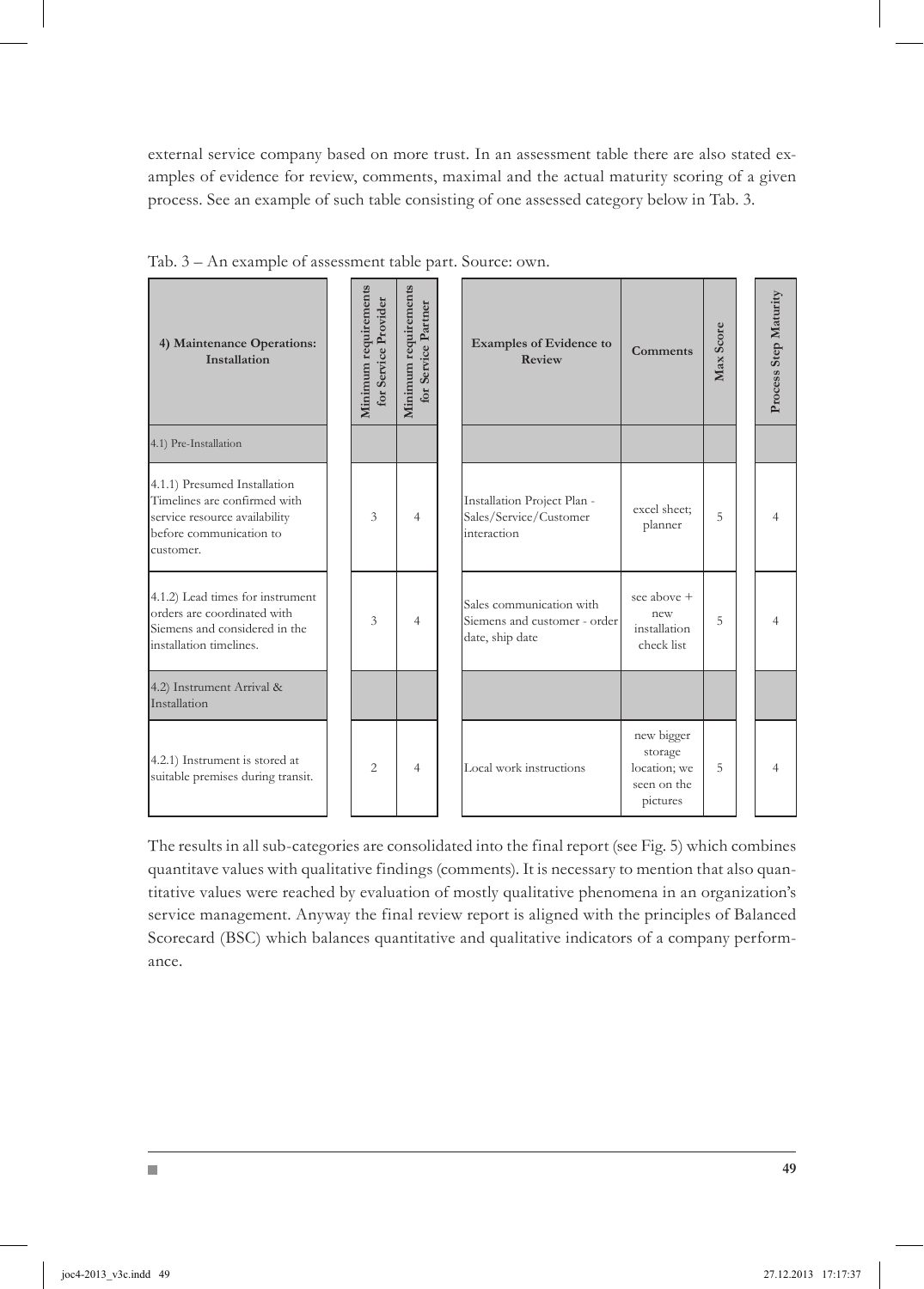external service company based on more trust. In an assessment table there are also stated examples of evidence for review, comments, maximal and the actual maturity scoring of a given process. See an example of such table consisting of one assessed category below in Tab. 3.

Tab. 3 – An example of assessment table part. Source: own.

| **4) Maintenance Operations: Installation** | **Minimum requirements for Service Provider** | **Minimum requirements for Service Partner** | **Examples of Evidence to Review** | **Comments** | **Max Score** | **Process Step Maturity** |
|---|---|---|---|---|---|---|
| 4.1) Pre-Installation | | | | | | |
| 4.1.1) Presumed Installation Timelines are confirmed with service resource availability before communication to customer. | 3 | 4 | Installation Project Plan - Sales/Service/Customer interaction | excel sheet; planner | 5 | 4 |
| 4.1.2) Lead times for instrument orders are coordinated with Siemens and considered in the installation timelines. | 3 | 4 | Sales communication with Siemens and customer - order date, ship date | see above + new installation check list | 5 | 4 |
| 4.2) Instrument Arrival & Installation | | | | | | |
| 4.2.1) Instrument is stored at suitable premises during transit. | 2 | 4 | Local work instructions | new bigger storage location; we seen on the pictures | 5 | 4 |

The results in all sub-categories are consolidated into the final report (see Fig. 5) which combines quantitave values with qualitative findings (comments). It is necessary to mention that also quantitative values were reached by evaluation of mostly qualitative phenomena in an organization's service management. Anyway the final review report is aligned with the principles of Balanced Scorecard (BSC) which balances quantitative and qualitative indicators of a company performance.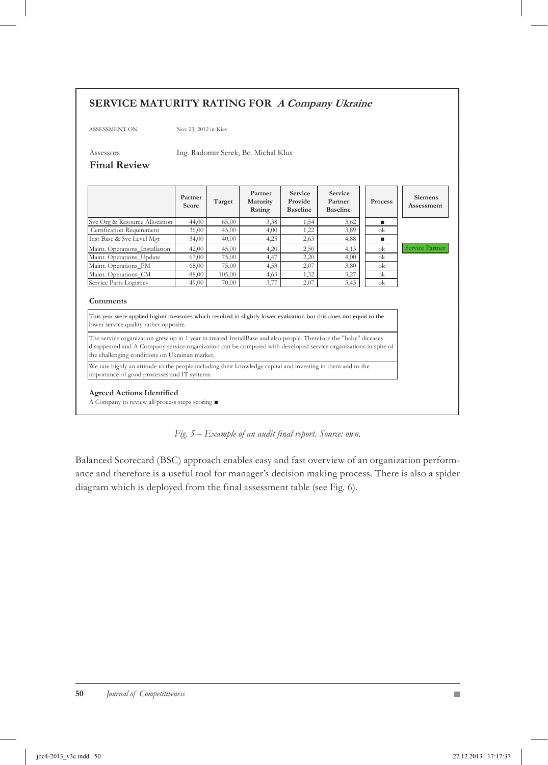## SERVICE MATURITY RATING FOR *A Company Ukraine*

ASSESSMENT ON Nov 23, 2012 in Kiev

Assessors Ing. Radomir Serek, Bc. Michal Klus

### Final Review

| | Partner Score | Target | Partner Maturity Rating | Service Provide Baseline | Service Partner Baseline | Process | Siemens Assessment |
|---|---|---|---|---|---|---|---|
| Svc Org & Resource Allocation | 44,00 | 65,00 | 3,38 | 1,54 | 3,62 | ■ | |
| Certification Requirement | 36,00 | 45,00 | 4,00 | 1,22 | 3,89 | ok | |
| Inst Base & Svc Level Mgt | 34,00 | 40,00 | 4,25 | 2,63 | 4,88 | ■ | |
| Maint. Operations_Installation | 42,00 | 45,00 | 4,20 | 2,50 | 4,13 | ok | Service Partner |
| Maint. Operations_Update | 67,00 | 75,00 | 4,47 | 2,20 | 4,00 | ok | |
| Maint. Operations_PM | 68,00 | 75,00 | 4,53 | 2,07 | 3,80 | ok | |
| Maint. Operations_CM | 88,00 | 105,00 | 4,63 | 1,32 | 3,27 | ok | |
| Service Parts Logistics | 49,00 | 70,00 | 3,77 | 2,07 | 3,43 | ok | |

**Comments**

This year were applied higher measures which resulted in slightly lower evaluation but this does not equal to the lower service quality rather opposite.

The service organization grew up in 1 year in treated InstallBase and also people. Therefore the "baby" diceases disappeared and A Company service organization can be compared with developed service organizations in spite of the challenging conditions on Ukrainan market.

We rate highly an attitude to the people including their knowledge capital and investing in them and to the importance of good processes and IT systems.

**Agreed Actions Identified**

A Company to review all process steps scoring ■

*Fig. 5 – Example of an audit final report. Source: own.*

Balanced Scorecard (BSC) approach enables easy and fast overview of an organization performance and therefore is a useful tool for manager's decision making process. There is also a spider diagram which is deployed from the final assessment table (see Fig. 6).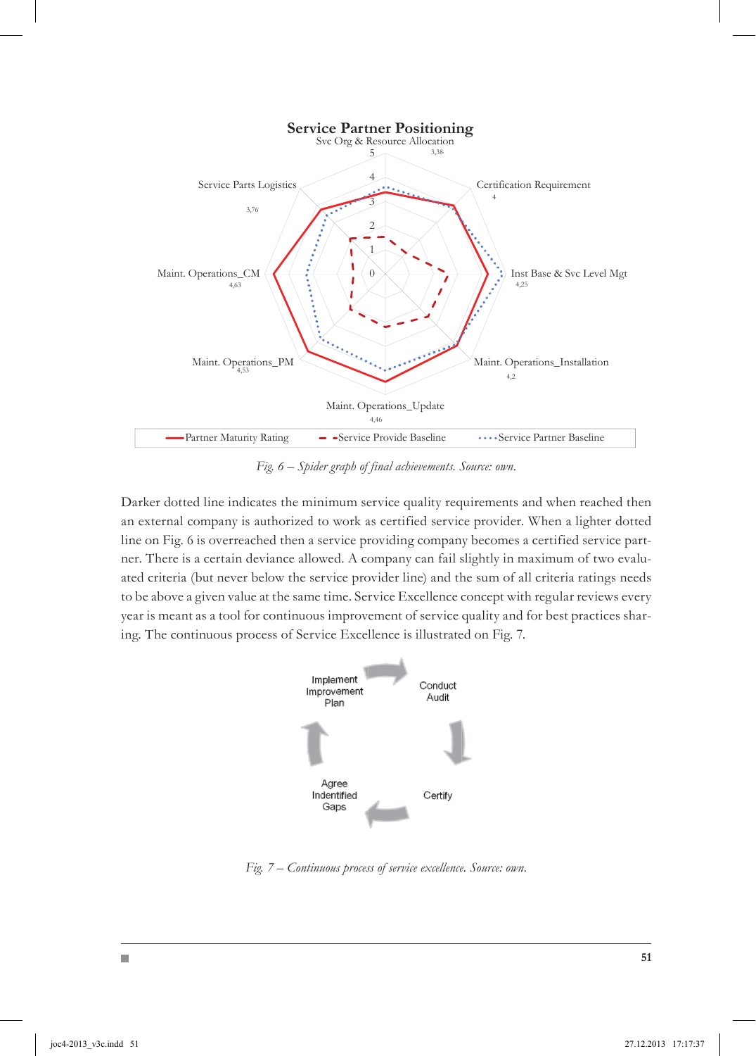*Fig. 6 – Spider graph of final achievements. Source: own.*

Darker dotted line indicates the minimum service quality requirements and when reached then an external company is authorized to work as certified service provider. When a lighter dotted line on Fig. 6 is overreached then a service providing company becomes a certified service partner. There is a certain deviance allowed. A company can fail slightly in maximum of two evaluated criteria (but never below the service provider line) and the sum of all criteria ratings needs to be above a given value at the same time. Service Excellence concept with regular reviews every year is meant as a tool for continuous improvement of service quality and for best practices sharing. The continuous process of Service Excellence is illustrated on Fig. 7.

*Fig. 7 – Continuous process of service excellence. Source: own.*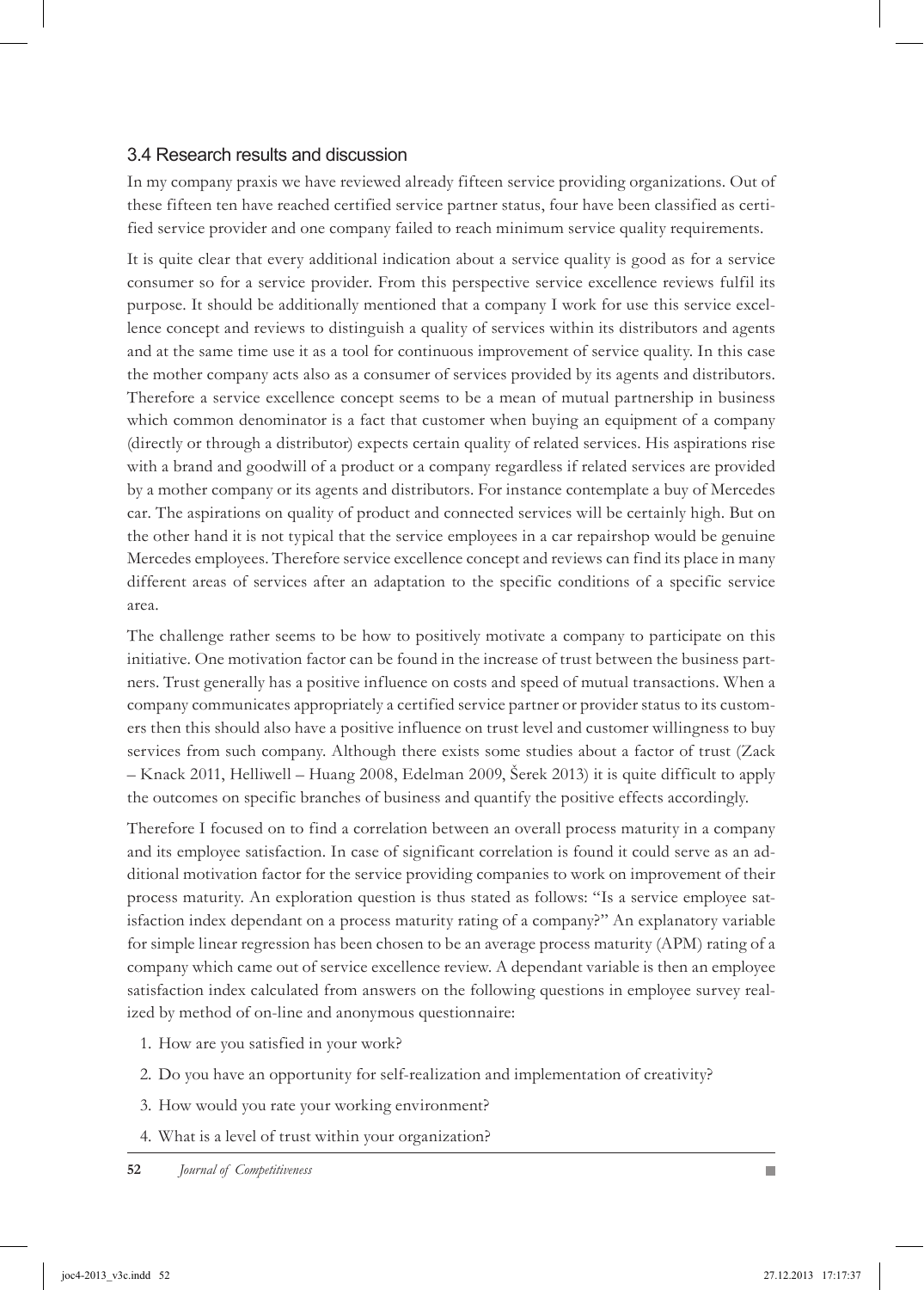### 3.4 Research results and discussion

In my company praxis we have reviewed already fifteen service providing organizations. Out of these fifteen ten have reached certified service partner status, four have been classified as certified service provider and one company failed to reach minimum service quality requirements.

It is quite clear that every additional indication about a service quality is good as for a service consumer so for a service provider. From this perspective service excellence reviews fulfil its purpose. It should be additionally mentioned that a company I work for use this service excellence concept and reviews to distinguish a quality of services within its distributors and agents and at the same time use it as a tool for continuous improvement of service quality. In this case the mother company acts also as a consumer of services provided by its agents and distributors. Therefore a service excellence concept seems to be a mean of mutual partnership in business which common denominator is a fact that customer when buying an equipment of a company (directly or through a distributor) expects certain quality of related services. His aspirations rise with a brand and goodwill of a product or a company regardless if related services are provided by a mother company or its agents and distributors. For instance contemplate a buy of Mercedes car. The aspirations on quality of product and connected services will be certainly high. But on the other hand it is not typical that the service employees in a car repairshop would be genuine Mercedes employees. Therefore service excellence concept and reviews can find its place in many different areas of services after an adaptation to the specific conditions of a specific service area.

The challenge rather seems to be how to positively motivate a company to participate on this initiative. One motivation factor can be found in the increase of trust between the business partners. Trust generally has a positive influence on costs and speed of mutual transactions. When a company communicates appropriately a certified service partner or provider status to its customers then this should also have a positive influence on trust level and customer willingness to buy services from such company. Although there exists some studies about a factor of trust (Zack – Knack 2011, Helliwell – Huang 2008, Edelman 2009, Šerek 2013) it is quite difficult to apply the outcomes on specific branches of business and quantify the positive effects accordingly.

Therefore I focused on to find a correlation between an overall process maturity in a company and its employee satisfaction. In case of significant correlation is found it could serve as an additional motivation factor for the service providing companies to work on improvement of their process maturity. An exploration question is thus stated as follows: "Is a service employee satisfaction index dependant on a process maturity rating of a company?" An explanatory variable for simple linear regression has been chosen to be an average process maturity (APM) rating of a company which came out of service excellence review. A dependant variable is then an employee satisfaction index calculated from answers on the following questions in employee survey realized by method of on-line and anonymous questionnaire:

1. How are you satisfied in your work?
2. Do you have an opportunity for self-realization and implementation of creativity?
3. How would you rate your working environment?
4. What is a level of trust within your organization?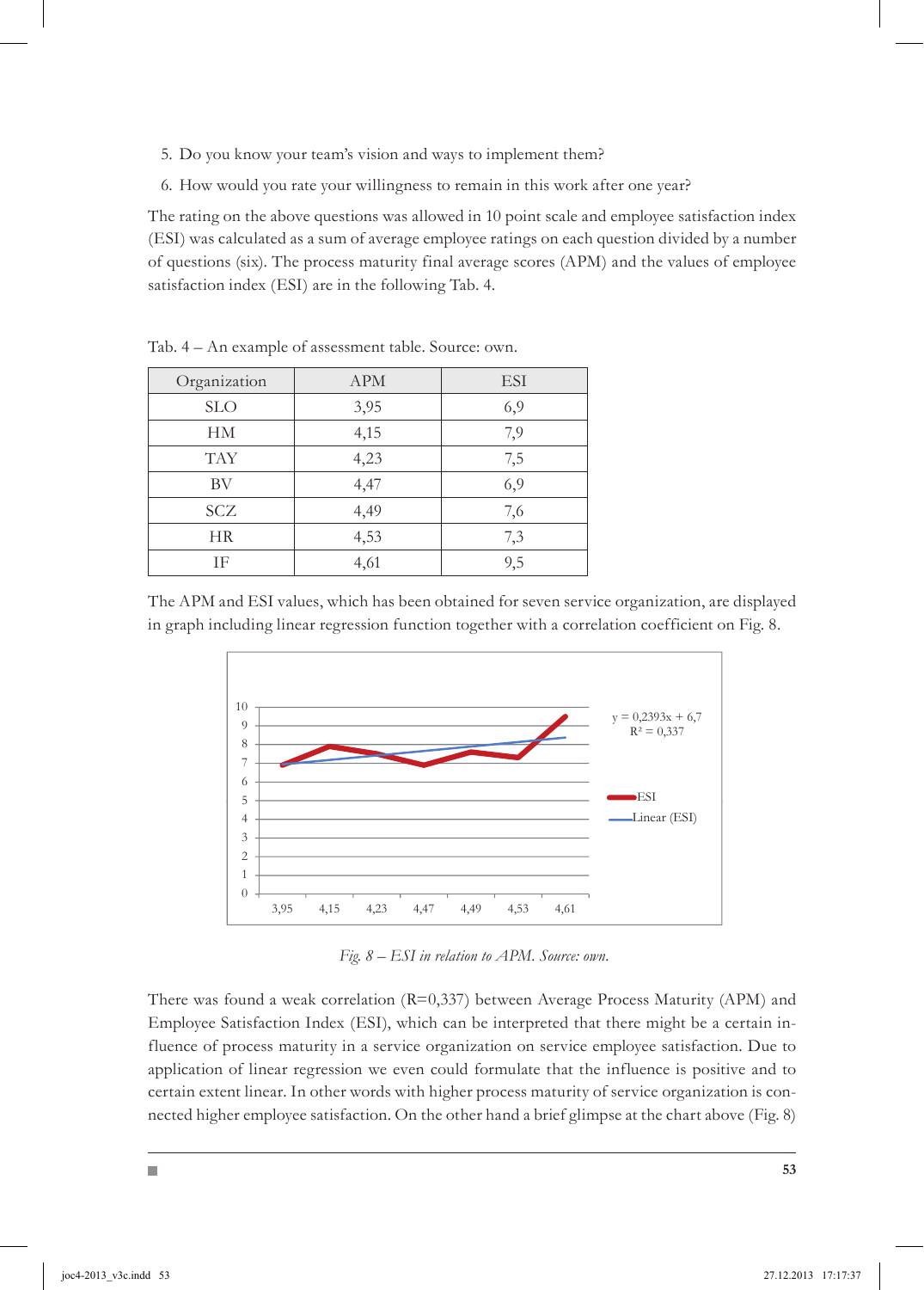5. Do you know your team's vision and ways to implement them?
6. How would you rate your willingness to remain in this work after one year?

The rating on the above questions was allowed in 10 point scale and employee satisfaction index (ESI) was calculated as a sum of average employee ratings on each question divided by a number of questions (six). The process maturity final average scores (APM) and the values of employee satisfaction index (ESI) are in the following Tab. 4.

Tab. 4 – An example of assessment table. Source: own.

| Organization | APM | ESI |
|---|---|---|
| SLO | 3,95 | 6,9 |
| HM | 4,15 | 7,9 |
| TAY | 4,23 | 7,5 |
| BV | 4,47 | 6,9 |
| SCZ | 4,49 | 7,6 |
| HR | 4,53 | 7,3 |
| IF | 4,61 | 9,5 |

The APM and ESI values, which has been obtained for seven service organization, are displayed in graph including linear regression function together with a correlation coefficient on Fig. 8.

$y = 0{,}2393x + 6{,}7$
$R^2 = 0{,}337$

*Fig. 8 – ESI in relation to APM. Source: own.*

There was found a weak correlation (R=0,337) between Average Process Maturity (APM) and Employee Satisfaction Index (ESI), which can be interpreted that there might be a certain influence of process maturity in a service organization on service employee satisfaction. Due to application of linear regression we even could formulate that the influence is positive and to certain extent linear. In other words with higher process maturity of service organization is connected higher employee satisfaction. On the other hand a brief glimpse at the chart above (Fig. 8)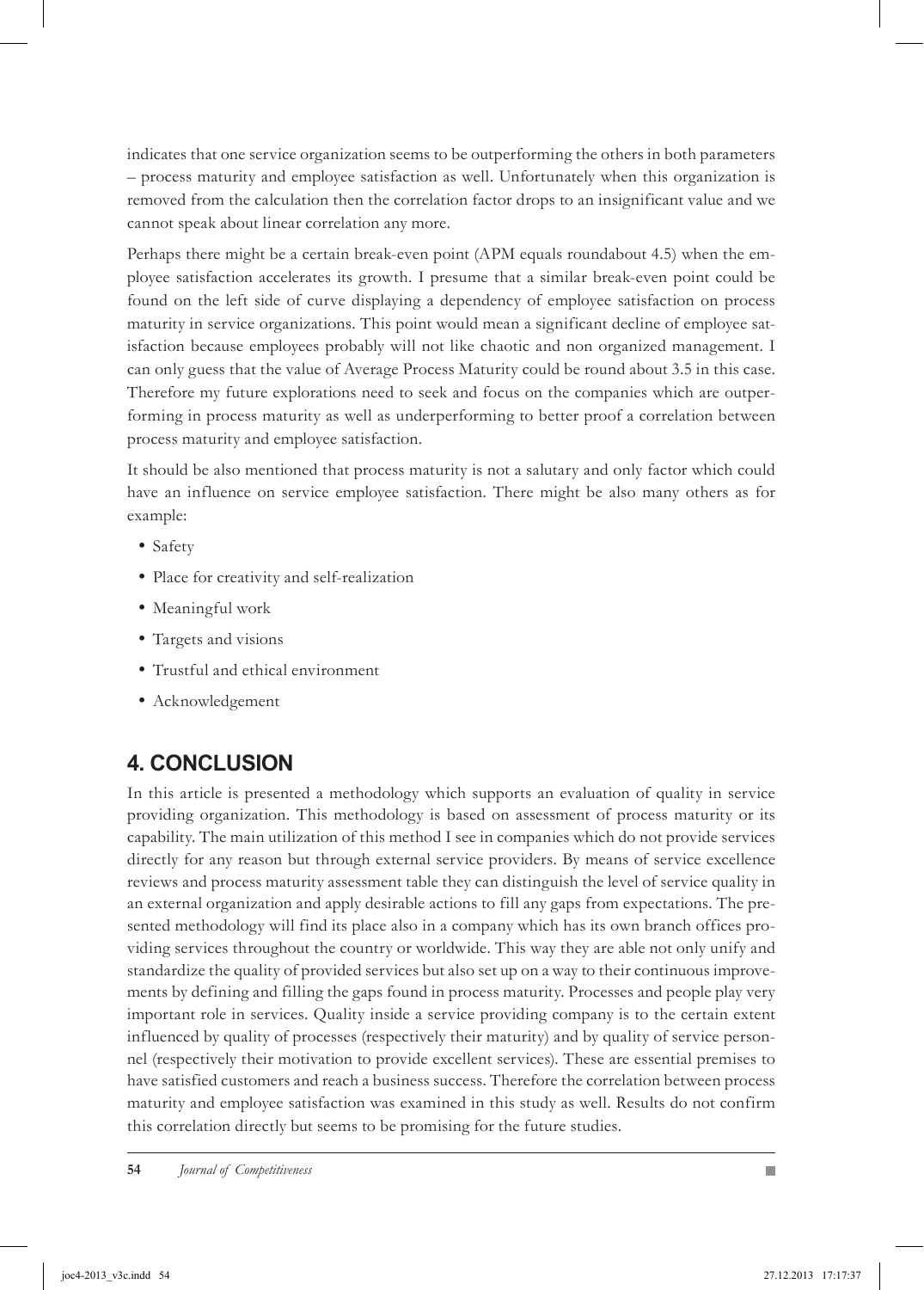indicates that one service organization seems to be outperforming the others in both parameters – process maturity and employee satisfaction as well. Unfortunately when this organization is removed from the calculation then the correlation factor drops to an insignificant value and we cannot speak about linear correlation any more.

Perhaps there might be a certain break-even point (APM equals roundabout 4.5) when the employee satisfaction accelerates its growth. I presume that a similar break-even point could be found on the left side of curve displaying a dependency of employee satisfaction on process maturity in service organizations. This point would mean a significant decline of employee satisfaction because employees probably will not like chaotic and non organized management. I can only guess that the value of Average Process Maturity could be round about 3.5 in this case. Therefore my future explorations need to seek and focus on the companies which are outperforming in process maturity as well as underperforming to better proof a correlation between process maturity and employee satisfaction.

It should be also mentioned that process maturity is not a salutary and only factor which could have an influence on service employee satisfaction. There might be also many others as for example:

- Safety
- Place for creativity and self-realization
- Meaningful work
- Targets and visions
- Trustful and ethical environment
- Acknowledgement

## 4. CONCLUSION

In this article is presented a methodology which supports an evaluation of quality in service providing organization. This methodology is based on assessment of process maturity or its capability. The main utilization of this method I see in companies which do not provide services directly for any reason but through external service providers. By means of service excellence reviews and process maturity assessment table they can distinguish the level of service quality in an external organization and apply desirable actions to fill any gaps from expectations. The presented methodology will find its place also in a company which has its own branch offices providing services throughout the country or worldwide. This way they are able not only unify and standardize the quality of provided services but also set up on a way to their continuous improvements by defining and filling the gaps found in process maturity. Processes and people play very important role in services. Quality inside a service providing company is to the certain extent influenced by quality of processes (respectively their maturity) and by quality of service personnel (respectively their motivation to provide excellent services). These are essential premises to have satisfied customers and reach a business success. Therefore the correlation between process maturity and employee satisfaction was examined in this study as well. Results do not confirm this correlation directly but seems to be promising for the future studies.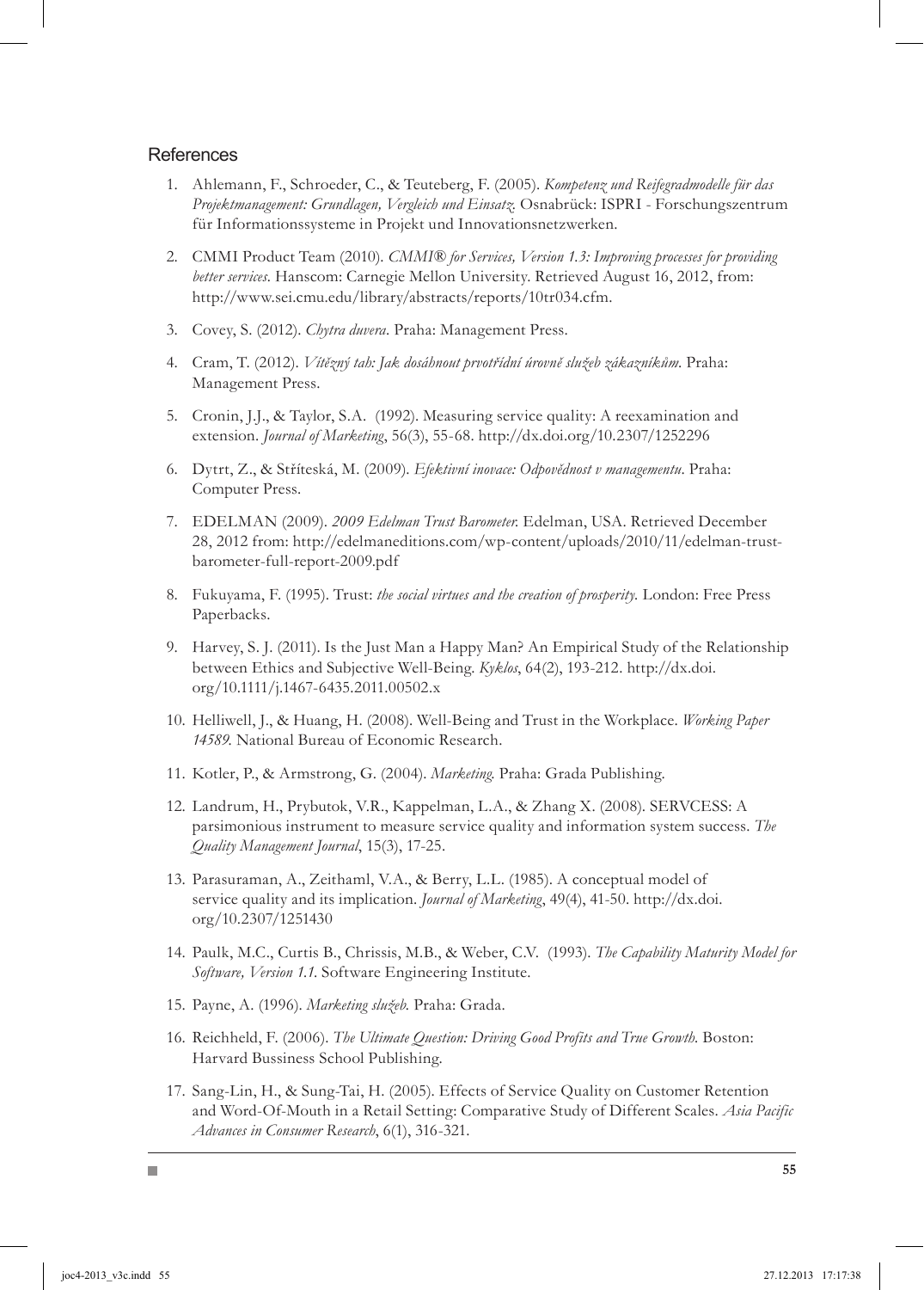## References

1. Ahlemann, F., Schroeder, C., & Teuteberg, F. (2005). *Kompetenz und Reifegradmodelle für das Projektmanagement: Grundlagen, Vergleich und Einsatz.* Osnabrück: ISPRI - Forschungszentrum für Informationssysteme in Projekt und Innovationsnetzwerken.

2. CMMI Product Team (2010). *CMMI® for Services, Version 1.3: Improving processes for providing better services.* Hanscom: Carnegie Mellon University. Retrieved August 16, 2012, from: http://www.sei.cmu.edu/library/abstracts/reports/10tr034.cfm.

3. Covey, S. (2012). *Chytra duvera.* Praha: Management Press.

4. Cram, T. (2012). *Vítězný tah: Jak dosáhnout prvotřídní úrovně služeb zákazníkům.* Praha: Management Press.

5. Cronin, J.J., & Taylor, S.A. (1992). Measuring service quality: A reexamination and extension. *Journal of Marketing*, 56(3), 55-68. http://dx.doi.org/10.2307/1252296

6. Dytrt, Z., & Stříteská, M. (2009). *Efektivní inovace: Odpovědnost v managementu*. Praha: Computer Press.

7. EDELMAN (2009). *2009 Edelman Trust Barometer.* Edelman, USA. Retrieved December 28, 2012 from: http://edelmaneditions.com/wp-content/uploads/2010/11/edelman-trust-barometer-full-report-2009.pdf

8. Fukuyama, F. (1995). Trust: *the social virtues and the creation of prosperity.* London: Free Press Paperbacks.

9. Harvey, S. J. (2011). Is the Just Man a Happy Man? An Empirical Study of the Relationship between Ethics and Subjective Well-Being. *Kyklos*, 64(2), 193-212. http://dx.doi.org/10.1111/j.1467-6435.2011.00502.x

10. Helliwell, J., & Huang, H. (2008). Well-Being and Trust in the Workplace. *Working Paper 14589.* National Bureau of Economic Research.

11. Kotler, P., & Armstrong, G. (2004). *Marketing.* Praha: Grada Publishing.

12. Landrum, H., Prybutok, V.R., Kappelman, L.A., & Zhang X. (2008). SERVCESS: A parsimonious instrument to measure service quality and information system success. *The Quality Management Journal*, 15(3), 17-25.

13. Parasuraman, A., Zeithaml, V.A., & Berry, L.L. (1985). A conceptual model of service quality and its implication. *Journal of Marketing*, 49(4), 41-50. http://dx.doi.org/10.2307/1251430

14. Paulk, M.C., Curtis B., Chrissis, M.B., & Weber, C.V. (1993). *The Capability Maturity Model for Software, Version 1.1.* Software Engineering Institute.

15. Payne, A. (1996). *Marketing služeb.* Praha: Grada.

16. Reichheld, F. (2006). *The Ultimate Question: Driving Good Profits and True Growth.* Boston: Harvard Bussiness School Publishing.

17. Sang-Lin, H., & Sung-Tai, H. (2005). Effects of Service Quality on Customer Retention and Word-Of-Mouth in a Retail Setting: Comparative Study of Different Scales. *Asia Pacific Advances in Consumer Research*, 6(1), 316-321.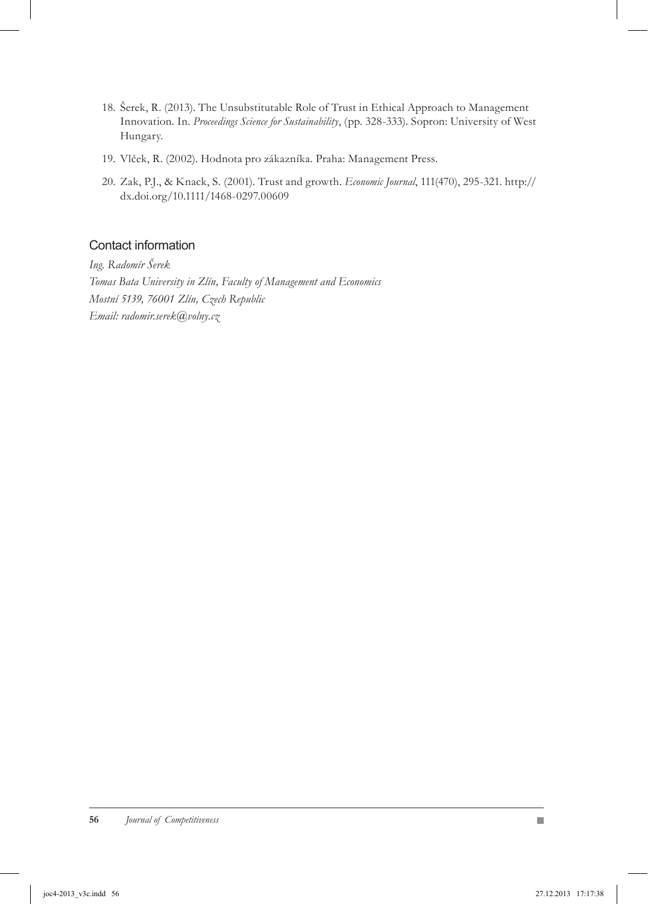18. Šerek, R. (2013). The Unsubstitutable Role of Trust in Ethical Approach to Management Innovation. In. *Proceedings Science for Sustainability*, (pp. 328-333). Sopron: University of West Hungary.

19. Vlček, R. (2002). Hodnota pro zákazníka. Praha: Management Press.

20. Zak, P.J., & Knack, S. (2001). Trust and growth. *Economic Journal*, 111(470), 295-321. http://dx.doi.org/10.1111/1468-0297.00609

## Contact information

*Ing. Radomír Šerek*
*Tomas Bata University in Zlín, Faculty of Management and Economics*
*Mostní 5139, 76001 Zlín, Czech Republic*
*Email: radomir.serek@volny.cz*